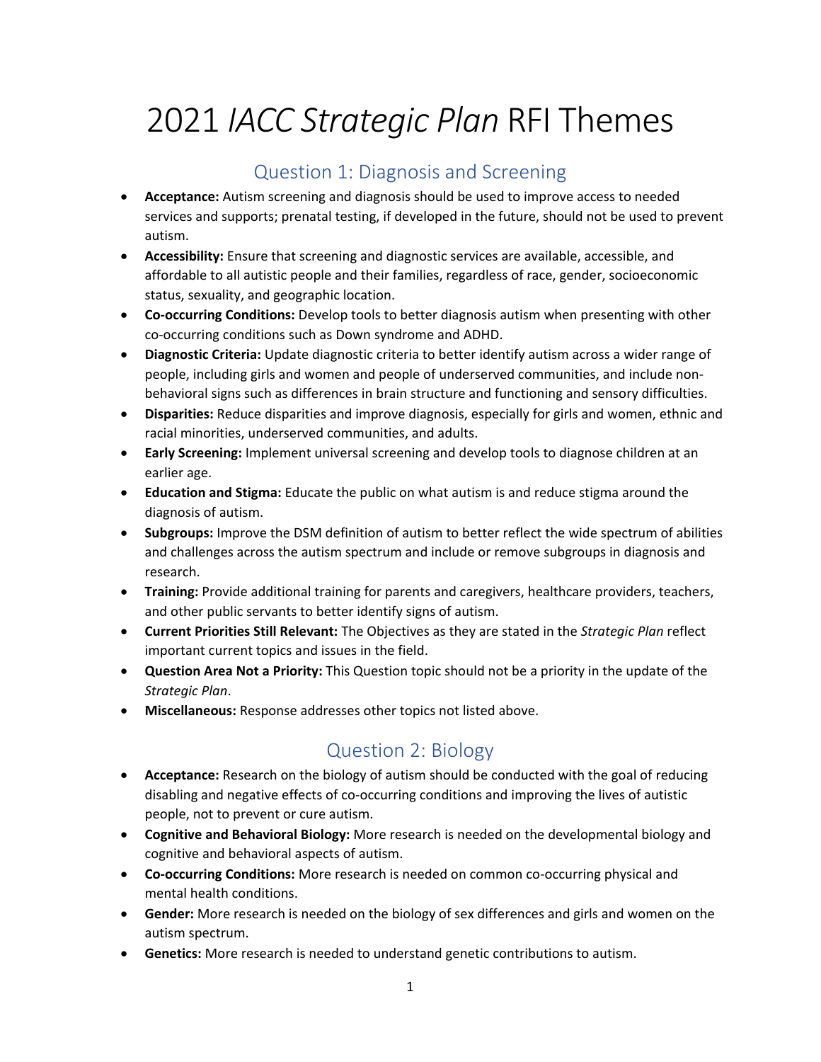# 2021 *IACC Strategic Plan* RFI Themes

## Question 1: Diagnosis and Screening

- **Acceptance:** Autism screening and diagnosis should be used to improve access to needed services and supports; prenatal testing, if developed in the future, should not be used to prevent autism.
- **Accessibility:** Ensure that screening and diagnostic services are available, accessible, and affordable to all autistic people and their families, regardless of race, gender, socioeconomic status, sexuality, and geographic location.
- **Co-occurring Conditions:** Develop tools to better diagnosis autism when presenting with other co-occurring conditions such as Down syndrome and ADHD.
- **Diagnostic Criteria:** Update diagnostic criteria to better identify autism across a wider range of people, including girls and women and people of underserved communities, and include non-behavioral signs such as differences in brain structure and functioning and sensory difficulties.
- **Disparities:** Reduce disparities and improve diagnosis, especially for girls and women, ethnic and racial minorities, underserved communities, and adults.
- **Early Screening:** Implement universal screening and develop tools to diagnose children at an earlier age.
- **Education and Stigma:** Educate the public on what autism is and reduce stigma around the diagnosis of autism.
- **Subgroups:** Improve the DSM definition of autism to better reflect the wide spectrum of abilities and challenges across the autism spectrum and include or remove subgroups in diagnosis and research.
- **Training:** Provide additional training for parents and caregivers, healthcare providers, teachers, and other public servants to better identify signs of autism.
- **Current Priorities Still Relevant:** The Objectives as they are stated in the *Strategic Plan* reflect important current topics and issues in the field.
- **Question Area Not a Priority:** This Question topic should not be a priority in the update of the *Strategic Plan*.
- **Miscellaneous:** Response addresses other topics not listed above.

## Question 2: Biology

- **Acceptance:** Research on the biology of autism should be conducted with the goal of reducing disabling and negative effects of co-occurring conditions and improving the lives of autistic people, not to prevent or cure autism.
- **Cognitive and Behavioral Biology:** More research is needed on the developmental biology and cognitive and behavioral aspects of autism.
- **Co-occurring Conditions:** More research is needed on common co-occurring physical and mental health conditions.
- **Gender:** More research is needed on the biology of sex differences and girls and women on the autism spectrum.
- **Genetics:** More research is needed to understand genetic contributions to autism.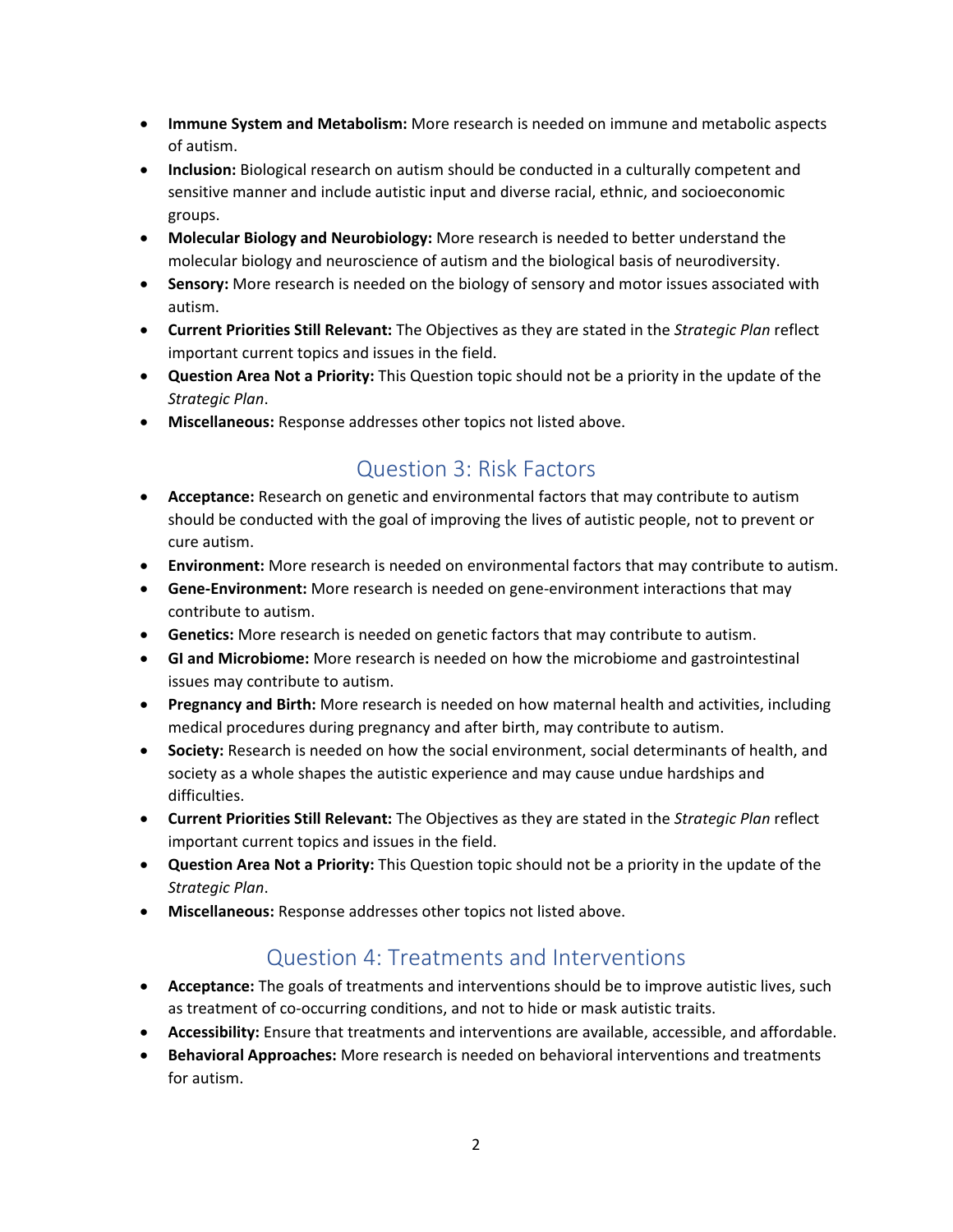- **Immune System and Metabolism:** More research is needed on immune and metabolic aspects of autism.
- **Inclusion:** Biological research on autism should be conducted in a culturally competent and sensitive manner and include autistic input and diverse racial, ethnic, and socioeconomic groups.
- **Molecular Biology and Neurobiology:** More research is needed to better understand the molecular biology and neuroscience of autism and the biological basis of neurodiversity.
- **Sensory:** More research is needed on the biology of sensory and motor issues associated with autism.
- **Current Priorities Still Relevant:** The Objectives as they are stated in the *Strategic Plan* reflect important current topics and issues in the field.
- **Question Area Not a Priority:** This Question topic should not be a priority in the update of the *Strategic Plan*.
- **Miscellaneous:** Response addresses other topics not listed above.

## Question 3: Risk Factors

- **Acceptance:** Research on genetic and environmental factors that may contribute to autism should be conducted with the goal of improving the lives of autistic people, not to prevent or cure autism.
- **Environment:** More research is needed on environmental factors that may contribute to autism.
- **Gene-Environment:** More research is needed on gene-environment interactions that may contribute to autism.
- **Genetics:** More research is needed on genetic factors that may contribute to autism.
- **GI and Microbiome:** More research is needed on how the microbiome and gastrointestinal issues may contribute to autism.
- **Pregnancy and Birth:** More research is needed on how maternal health and activities, including medical procedures during pregnancy and after birth, may contribute to autism.
- **Society:** Research is needed on how the social environment, social determinants of health, and society as a whole shapes the autistic experience and may cause undue hardships and difficulties.
- **Current Priorities Still Relevant:** The Objectives as they are stated in the *Strategic Plan* reflect important current topics and issues in the field.
- **Question Area Not a Priority:** This Question topic should not be a priority in the update of the *Strategic Plan*.
- **Miscellaneous:** Response addresses other topics not listed above.

## Question 4: Treatments and Interventions

- **Acceptance:** The goals of treatments and interventions should be to improve autistic lives, such as treatment of co-occurring conditions, and not to hide or mask autistic traits.
- **Accessibility:** Ensure that treatments and interventions are available, accessible, and affordable.
- **Behavioral Approaches:** More research is needed on behavioral interventions and treatments for autism.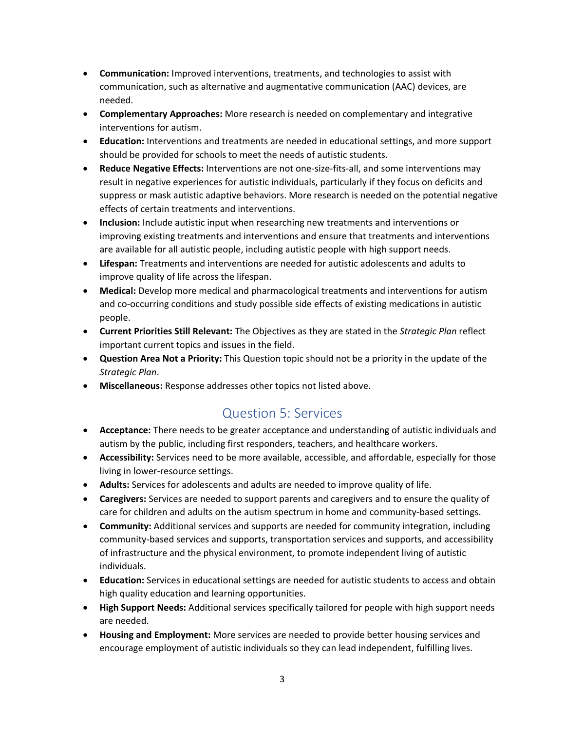- **Communication:** Improved interventions, treatments, and technologies to assist with communication, such as alternative and augmentative communication (AAC) devices, are needed.
- **Complementary Approaches:** More research is needed on complementary and integrative interventions for autism.
- **Education:** Interventions and treatments are needed in educational settings, and more support should be provided for schools to meet the needs of autistic students.
- **Reduce Negative Effects:** Interventions are not one-size-fits-all, and some interventions may result in negative experiences for autistic individuals, particularly if they focus on deficits and suppress or mask autistic adaptive behaviors. More research is needed on the potential negative effects of certain treatments and interventions.
- **Inclusion:** Include autistic input when researching new treatments and interventions or improving existing treatments and interventions and ensure that treatments and interventions are available for all autistic people, including autistic people with high support needs.
- **Lifespan:** Treatments and interventions are needed for autistic adolescents and adults to improve quality of life across the lifespan.
- **Medical:** Develop more medical and pharmacological treatments and interventions for autism and co-occurring conditions and study possible side effects of existing medications in autistic people.
- **Current Priorities Still Relevant:** The Objectives as they are stated in the *Strategic Plan* reflect important current topics and issues in the field.
- **Question Area Not a Priority:** This Question topic should not be a priority in the update of the *Strategic Plan*.
- **Miscellaneous:** Response addresses other topics not listed above.

## Question 5: Services

- **Acceptance:** There needs to be greater acceptance and understanding of autistic individuals and autism by the public, including first responders, teachers, and healthcare workers.
- **Accessibility:** Services need to be more available, accessible, and affordable, especially for those living in lower-resource settings.
- **Adults:** Services for adolescents and adults are needed to improve quality of life.
- **Caregivers:** Services are needed to support parents and caregivers and to ensure the quality of care for children and adults on the autism spectrum in home and community-based settings.
- **Community:** Additional services and supports are needed for community integration, including community-based services and supports, transportation services and supports, and accessibility of infrastructure and the physical environment, to promote independent living of autistic individuals.
- **Education:** Services in educational settings are needed for autistic students to access and obtain high quality education and learning opportunities.
- **High Support Needs:** Additional services specifically tailored for people with high support needs are needed.
- **Housing and Employment:** More services are needed to provide better housing services and encourage employment of autistic individuals so they can lead independent, fulfilling lives.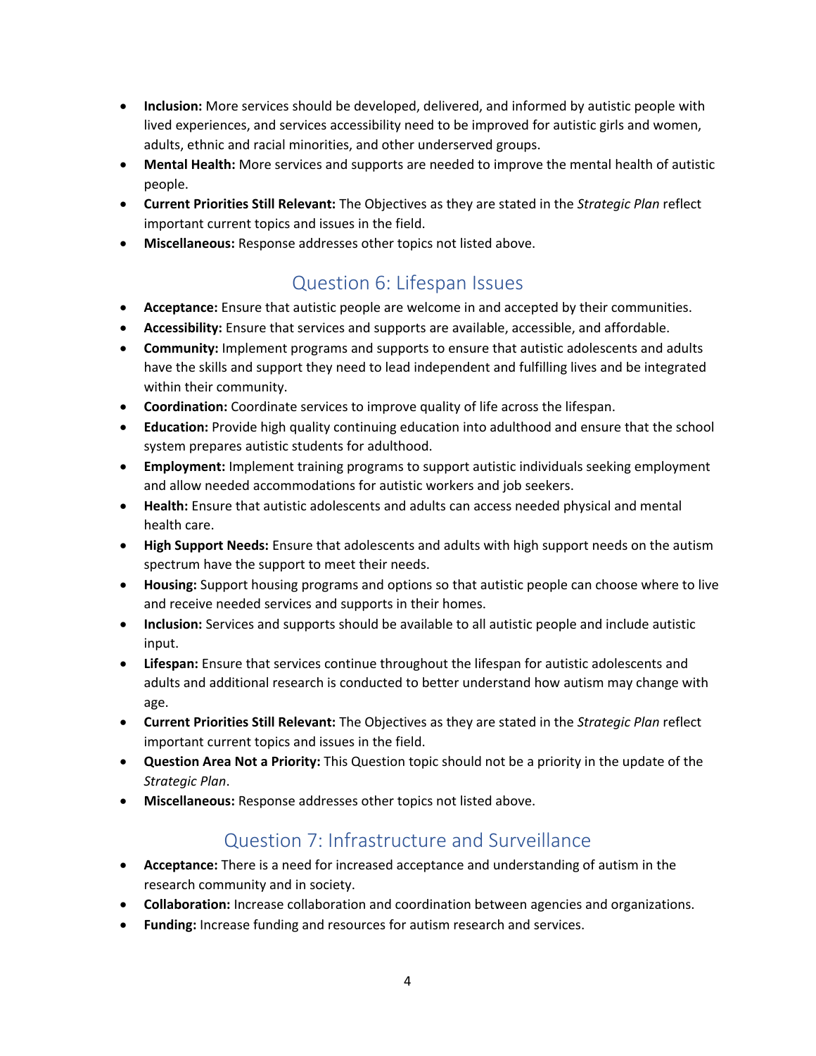- **Inclusion:** More services should be developed, delivered, and informed by autistic people with lived experiences, and services accessibility need to be improved for autistic girls and women, adults, ethnic and racial minorities, and other underserved groups.
- **Mental Health:** More services and supports are needed to improve the mental health of autistic people.
- **Current Priorities Still Relevant:** The Objectives as they are stated in the *Strategic Plan* reflect important current topics and issues in the field.
- **Miscellaneous:** Response addresses other topics not listed above.

## Question 6: Lifespan Issues

- **Acceptance:** Ensure that autistic people are welcome in and accepted by their communities.
- **Accessibility:** Ensure that services and supports are available, accessible, and affordable.
- **Community:** Implement programs and supports to ensure that autistic adolescents and adults have the skills and support they need to lead independent and fulfilling lives and be integrated within their community.
- **Coordination:** Coordinate services to improve quality of life across the lifespan.
- **Education:** Provide high quality continuing education into adulthood and ensure that the school system prepares autistic students for adulthood.
- **Employment:** Implement training programs to support autistic individuals seeking employment and allow needed accommodations for autistic workers and job seekers.
- **Health:** Ensure that autistic adolescents and adults can access needed physical and mental health care.
- **High Support Needs:** Ensure that adolescents and adults with high support needs on the autism spectrum have the support to meet their needs.
- **Housing:** Support housing programs and options so that autistic people can choose where to live and receive needed services and supports in their homes.
- **Inclusion:** Services and supports should be available to all autistic people and include autistic input.
- **Lifespan:** Ensure that services continue throughout the lifespan for autistic adolescents and adults and additional research is conducted to better understand how autism may change with age.
- **Current Priorities Still Relevant:** The Objectives as they are stated in the *Strategic Plan* reflect important current topics and issues in the field.
- **Question Area Not a Priority:** This Question topic should not be a priority in the update of the *Strategic Plan*.
- **Miscellaneous:** Response addresses other topics not listed above.

## Question 7: Infrastructure and Surveillance

- **Acceptance:** There is a need for increased acceptance and understanding of autism in the research community and in society.
- **Collaboration:** Increase collaboration and coordination between agencies and organizations.
- **Funding:** Increase funding and resources for autism research and services.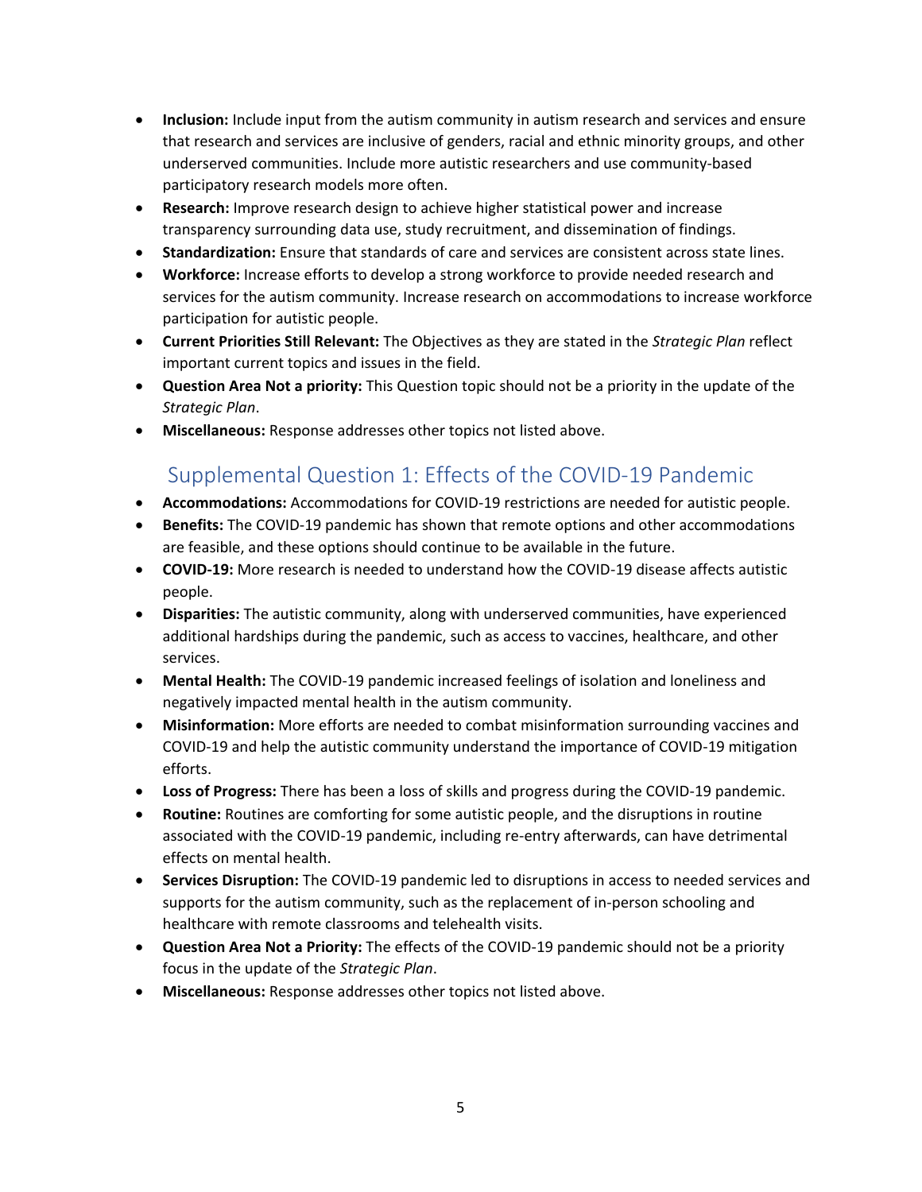- **Inclusion:** Include input from the autism community in autism research and services and ensure that research and services are inclusive of genders, racial and ethnic minority groups, and other underserved communities. Include more autistic researchers and use community-based participatory research models more often.
- **Research:** Improve research design to achieve higher statistical power and increase transparency surrounding data use, study recruitment, and dissemination of findings.
- **Standardization:** Ensure that standards of care and services are consistent across state lines.
- **Workforce:** Increase efforts to develop a strong workforce to provide needed research and services for the autism community. Increase research on accommodations to increase workforce participation for autistic people.
- **Current Priorities Still Relevant:** The Objectives as they are stated in the *Strategic Plan* reflect important current topics and issues in the field.
- **Question Area Not a priority:** This Question topic should not be a priority in the update of the *Strategic Plan*.
- **Miscellaneous:** Response addresses other topics not listed above.

## Supplemental Question 1: Effects of the COVID-19 Pandemic

- **Accommodations:** Accommodations for COVID-19 restrictions are needed for autistic people.
- **Benefits:** The COVID-19 pandemic has shown that remote options and other accommodations are feasible, and these options should continue to be available in the future.
- **COVID-19:** More research is needed to understand how the COVID-19 disease affects autistic people.
- **Disparities:** The autistic community, along with underserved communities, have experienced additional hardships during the pandemic, such as access to vaccines, healthcare, and other services.
- **Mental Health:** The COVID-19 pandemic increased feelings of isolation and loneliness and negatively impacted mental health in the autism community.
- **Misinformation:** More efforts are needed to combat misinformation surrounding vaccines and COVID-19 and help the autistic community understand the importance of COVID-19 mitigation efforts.
- **Loss of Progress:** There has been a loss of skills and progress during the COVID-19 pandemic.
- **Routine:** Routines are comforting for some autistic people, and the disruptions in routine associated with the COVID-19 pandemic, including re-entry afterwards, can have detrimental effects on mental health.
- **Services Disruption:** The COVID-19 pandemic led to disruptions in access to needed services and supports for the autism community, such as the replacement of in-person schooling and healthcare with remote classrooms and telehealth visits.
- **Question Area Not a Priority:** The effects of the COVID-19 pandemic should not be a priority focus in the update of the *Strategic Plan*.
- **Miscellaneous:** Response addresses other topics not listed above.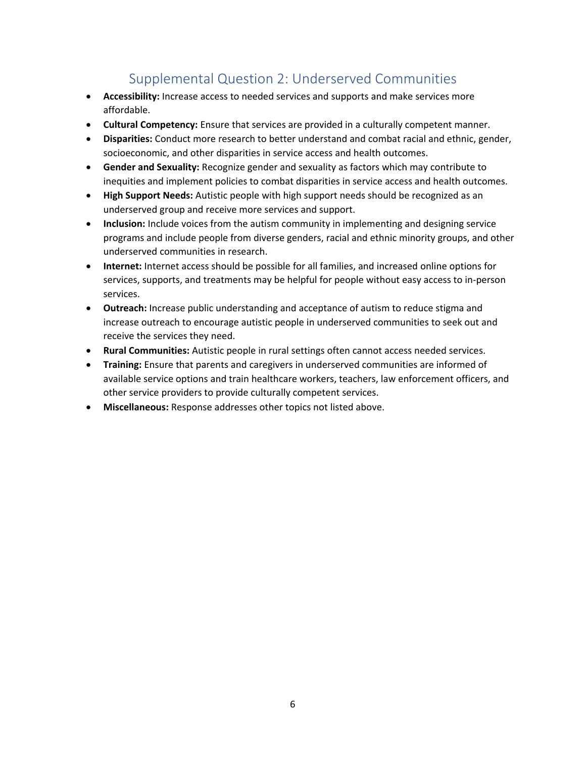## Supplemental Question 2: Underserved Communities

- **Accessibility:** Increase access to needed services and supports and make services more affordable.
- **Cultural Competency:** Ensure that services are provided in a culturally competent manner.
- **Disparities:** Conduct more research to better understand and combat racial and ethnic, gender, socioeconomic, and other disparities in service access and health outcomes.
- **Gender and Sexuality:** Recognize gender and sexuality as factors which may contribute to inequities and implement policies to combat disparities in service access and health outcomes.
- **High Support Needs:** Autistic people with high support needs should be recognized as an underserved group and receive more services and support.
- **Inclusion:** Include voices from the autism community in implementing and designing service programs and include people from diverse genders, racial and ethnic minority groups, and other underserved communities in research.
- **Internet:** Internet access should be possible for all families, and increased online options for services, supports, and treatments may be helpful for people without easy access to in-person services.
- **Outreach:** Increase public understanding and acceptance of autism to reduce stigma and increase outreach to encourage autistic people in underserved communities to seek out and receive the services they need.
- **Rural Communities:** Autistic people in rural settings often cannot access needed services.
- **Training:** Ensure that parents and caregivers in underserved communities are informed of available service options and train healthcare workers, teachers, law enforcement officers, and other service providers to provide culturally competent services.
- **Miscellaneous:** Response addresses other topics not listed above.